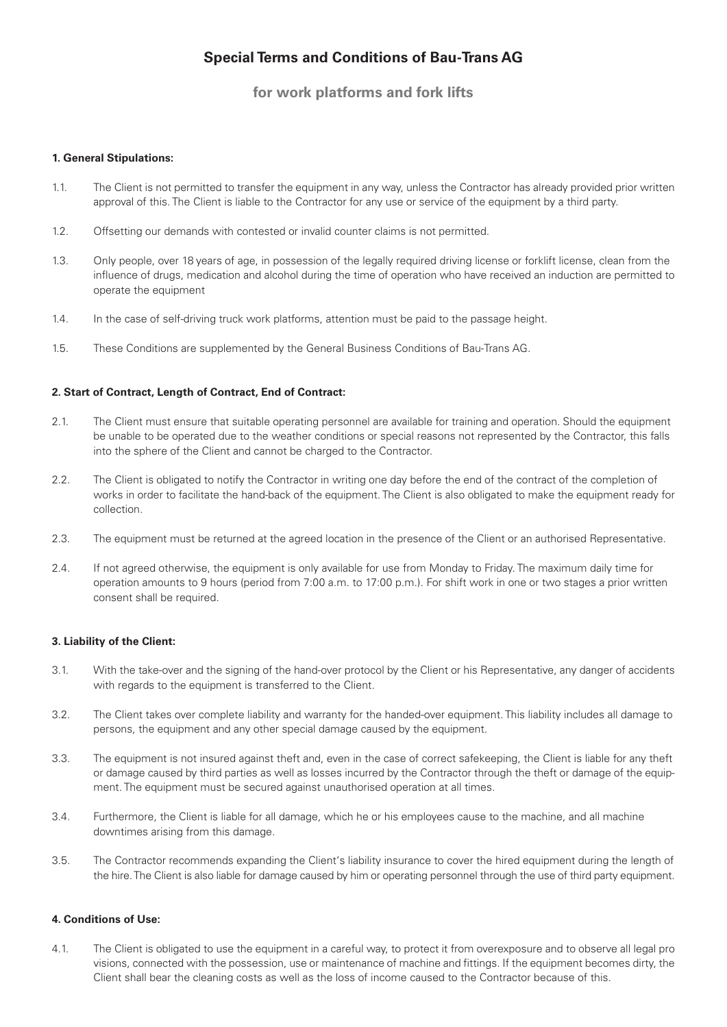# Special Terms and Conditions of Bau-Trans AG

## for work platforms and fork lifts

### 1. General Stipulations:

1.1. The Client is not permitted to transfer the equipment in any way, unless the Contractor has already provided prior written approval of this. The Client is liable to the Contractor for any use or service of the equipment by a third party.

1.2. Offsetting our demands with contested or invalid counter claims is not permitted.

1.3. Only people, over 18 years of age, in possession of the legally required driving license or forklift license, clean from the influence of drugs, medication and alcohol during the time of operation who have received an induction are permitted to operate the equipment

1.4. In the case of self-driving truck work platforms, attention must be paid to the passage height.

1.5. These Conditions are supplemented by the General Business Conditions of Bau-Trans AG.

### 2. Start of Contract, Length of Contract, End of Contract:

2.1. The Client must ensure that suitable operating personnel are available for training and operation. Should the equipment be unable to be operated due to the weather conditions or special reasons not represented by the Contractor, this falls into the sphere of the Client and cannot be charged to the Contractor.

2.2. The Client is obligated to notify the Contractor in writing one day before the end of the contract of the completion of works in order to facilitate the hand-back of the equipment. The Client is also obligated to make the equipment ready for collection.

2.3. The equipment must be returned at the agreed location in the presence of the Client or an authorised Representative.

2.4. If not agreed otherwise, the equipment is only available for use from Monday to Friday. The maximum daily time for operation amounts to 9 hours (period from 7:00 a.m. to 17:00 p.m.). For shift work in one or two stages a prior written consent shall be required.

### 3. Liability of the Client:

3.1. With the take-over and the signing of the hand-over protocol by the Client or his Representative, any danger of accidents with regards to the equipment is transferred to the Client.

3.2. The Client takes over complete liability and warranty for the handed-over equipment. This liability includes all damage to persons, the equipment and any other special damage caused by the equipment.

3.3. The equipment is not insured against theft and, even in the case of correct safekeeping, the Client is liable for any theft or damage caused by third parties as well as losses incurred by the Contractor through the theft or damage of the equipment. The equipment must be secured against unauthorised operation at all times.

3.4. Furthermore, the Client is liable for all damage, which he or his employees cause to the machine, and all machine downtimes arising from this damage.

3.5. The Contractor recommends expanding the Client's liability insurance to cover the hired equipment during the length of the hire. The Client is also liable for damage caused by him or operating personnel through the use of third party equipment.

### 4. Conditions of Use:

4.1. The Client is obligated to use the equipment in a careful way, to protect it from overexposure and to observe all legal pro visions, connected with the possession, use or maintenance of machine and fittings. If the equipment becomes dirty, the Client shall bear the cleaning costs as well as the loss of income caused to the Contractor because of this.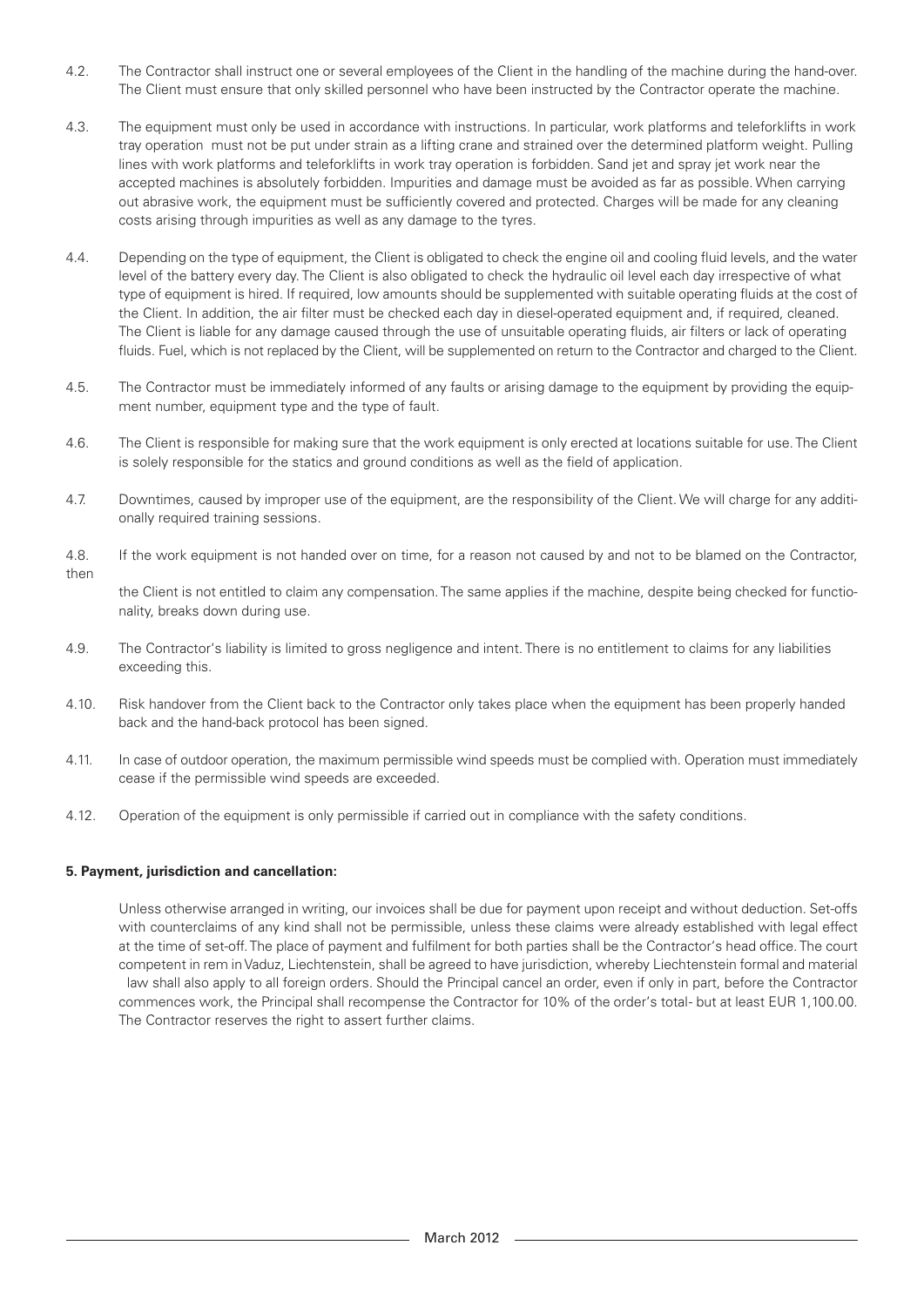4.2. The Contractor shall instruct one or several employees of the Client in the handling of the machine during the hand-over. The Client must ensure that only skilled personnel who have been instructed by the Contractor operate the machine.

4.3. The equipment must only be used in accordance with instructions. In particular, work platforms and teleforklifts in work tray operation must not be put under strain as a lifting crane and strained over the determined platform weight. Pulling lines with work platforms and teleforklifts in work tray operation is forbidden. Sand jet and spray jet work near the accepted machines is absolutely forbidden. Impurities and damage must be avoided as far as possible. When carrying out abrasive work, the equipment must be sufficiently covered and protected. Charges will be made for any cleaning costs arising through impurities as well as any damage to the tyres.

4.4. Depending on the type of equipment, the Client is obligated to check the engine oil and cooling fluid levels, and the water level of the battery every day. The Client is also obligated to check the hydraulic oil level each day irrespective of what type of equipment is hired. If required, low amounts should be supplemented with suitable operating fluids at the cost of the Client. In addition, the air filter must be checked each day in diesel-operated equipment and, if required, cleaned. The Client is liable for any damage caused through the use of unsuitable operating fluids, air filters or lack of operating fluids. Fuel, which is not replaced by the Client, will be supplemented on return to the Contractor and charged to the Client.

4.5. The Contractor must be immediately informed of any faults or arising damage to the equipment by providing the equipment number, equipment type and the type of fault.

4.6. The Client is responsible for making sure that the work equipment is only erected at locations suitable for use. The Client is solely responsible for the statics and ground conditions as well as the field of application.

4.7. Downtimes, caused by improper use of the equipment, are the responsibility of the Client. We will charge for any additionally required training sessions.

4.8. If the work equipment is not handed over on time, for a reason not caused by and not to be blamed on the Contractor, then the Client is not entitled to claim any compensation. The same applies if the machine, despite being checked for functionality, breaks down during use.

4.9. The Contractor's liability is limited to gross negligence and intent. There is no entitlement to claims for any liabilities exceeding this.

4.10. Risk handover from the Client back to the Contractor only takes place when the equipment has been properly handed back and the hand-back protocol has been signed.

4.11. In case of outdoor operation, the maximum permissible wind speeds must be complied with. Operation must immediately cease if the permissible wind speeds are exceeded.

4.12. Operation of the equipment is only permissible if carried out in compliance with the safety conditions.

**5. Payment, jurisdiction and cancellation:**

Unless otherwise arranged in writing, our invoices shall be due for payment upon receipt and without deduction. Set-offs with counterclaims of any kind shall not be permissible, unless these claims were already established with legal effect at the time of set-off. The place of payment and fulfilment for both parties shall be the Contractor's head office. The court competent in rem in Vaduz, Liechtenstein, shall be agreed to have jurisdiction, whereby Liechtenstein formal and material law shall also apply to all foreign orders. Should the Principal cancel an order, even if only in part, before the Contractor commences work, the Principal shall recompense the Contractor for 10% of the order's total- but at least EUR 1,100.00. The Contractor reserves the right to assert further claims.

March 2012